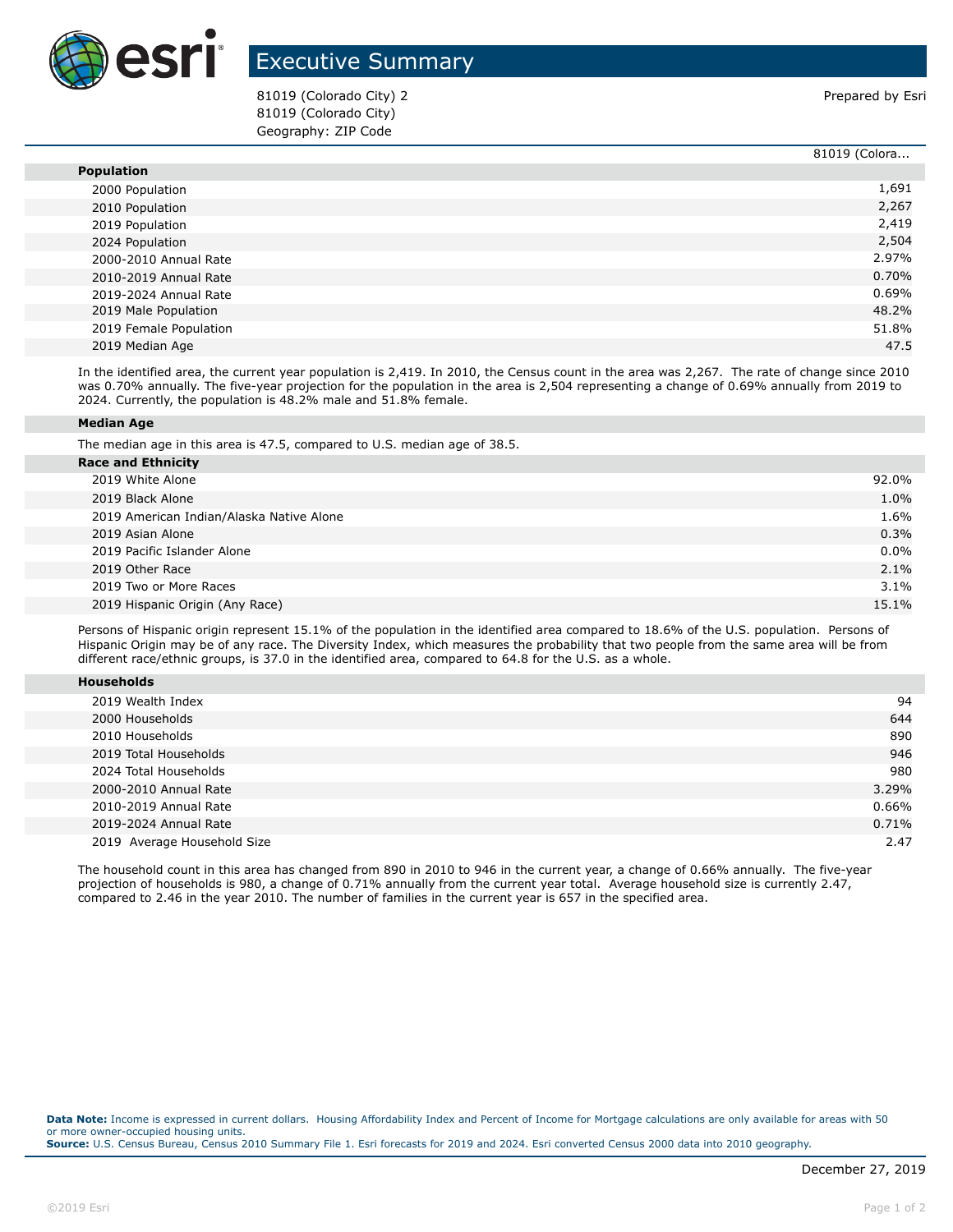# Executive Summary

81019 (Colorado City) 2
81019 (Colorado City)
Geography: ZIP Code

Prepared by Esri

| | 81019 (Colora... |
|---|---|
| **Population** | |
| 2000 Population | 1,691 |
| 2010 Population | 2,267 |
| 2019 Population | 2,419 |
| 2024 Population | 2,504 |
| 2000-2010 Annual Rate | 2.97% |
| 2010-2019 Annual Rate | 0.70% |
| 2019-2024 Annual Rate | 0.69% |
| 2019 Male Population | 48.2% |
| 2019 Female Population | 51.8% |
| 2019 Median Age | 47.5 |

In the identified area, the current year population is 2,419. In 2010, the Census count in the area was 2,267. The rate of change since 2010 was 0.70% annually. The five-year projection for the population in the area is 2,504 representing a change of 0.69% annually from 2019 to 2024. Currently, the population is 48.2% male and 51.8% female.

**Median Age**

The median age in this area is 47.5, compared to U.S. median age of 38.5.

| **Race and Ethnicity** | |
|---|---|
| 2019 White Alone | 92.0% |
| 2019 Black Alone | 1.0% |
| 2019 American Indian/Alaska Native Alone | 1.6% |
| 2019 Asian Alone | 0.3% |
| 2019 Pacific Islander Alone | 0.0% |
| 2019 Other Race | 2.1% |
| 2019 Two or More Races | 3.1% |
| 2019 Hispanic Origin (Any Race) | 15.1% |

Persons of Hispanic origin represent 15.1% of the population in the identified area compared to 18.6% of the U.S. population. Persons of Hispanic Origin may be of any race. The Diversity Index, which measures the probability that two people from the same area will be from different race/ethnic groups, is 37.0 in the identified area, compared to 64.8 for the U.S. as a whole.

| **Households** | |
|---|---|
| 2019 Wealth Index | 94 |
| 2000 Households | 644 |
| 2010 Households | 890 |
| 2019 Total Households | 946 |
| 2024 Total Households | 980 |
| 2000-2010 Annual Rate | 3.29% |
| 2010-2019 Annual Rate | 0.66% |
| 2019-2024 Annual Rate | 0.71% |
| 2019 Average Household Size | 2.47 |

The household count in this area has changed from 890 in 2010 to 946 in the current year, a change of 0.66% annually. The five-year projection of households is 980, a change of 0.71% annually from the current year total. Average household size is currently 2.47, compared to 2.46 in the year 2010. The number of families in the current year is 657 in the specified area.

**Data Note:** Income is expressed in current dollars. Housing Affordability Index and Percent of Income for Mortgage calculations are only available for areas with 50 or more owner-occupied housing units.
**Source:** U.S. Census Bureau, Census 2010 Summary File 1. Esri forecasts for 2019 and 2024. Esri converted Census 2000 data into 2010 geography.

December 27, 2019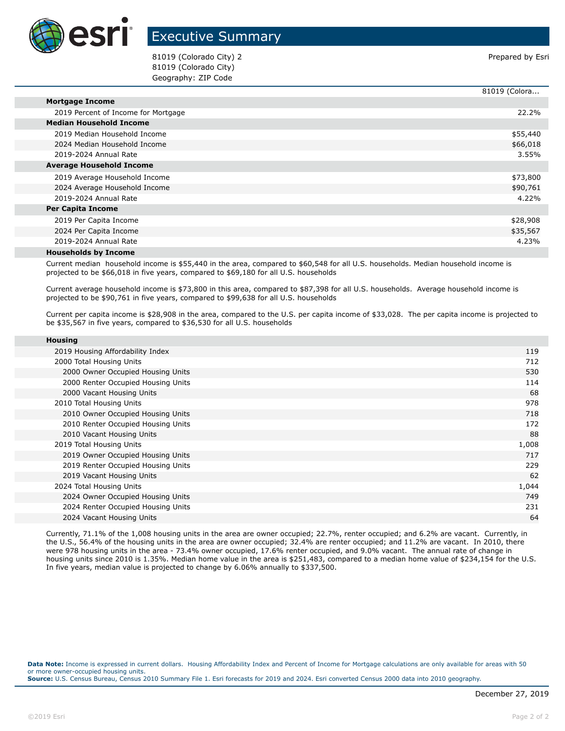# Executive Summary

81019 (Colorado City) 2
81019 (Colorado City)
Geography: ZIP Code

Prepared by Esri

| | 81019 (Colora... |
|---|---|
| **Mortgage Income** | |
| 2019 Percent of Income for Mortgage | 22.2% |
| **Median Household Income** | |
| 2019 Median Household Income | $55,440 |
| 2024 Median Household Income | $66,018 |
| 2019-2024 Annual Rate | 3.55% |
| **Average Household Income** | |
| 2019 Average Household Income | $73,800 |
| 2024 Average Household Income | $90,761 |
| 2019-2024 Annual Rate | 4.22% |
| **Per Capita Income** | |
| 2019 Per Capita Income | $28,908 |
| 2024 Per Capita Income | $35,567 |
| 2019-2024 Annual Rate | 4.23% |
| **Households by Income** | |

Current median household income is $55,440 in the area, compared to $60,548 for all U.S. households. Median household income is projected to be $66,018 in five years, compared to $69,180 for all U.S. households

Current average household income is $73,800 in this area, compared to $87,398 for all U.S. households. Average household income is projected to be $90,761 in five years, compared to $99,638 for all U.S. households

Current per capita income is $28,908 in the area, compared to the U.S. per capita income of $33,028. The per capita income is projected to be $35,567 in five years, compared to $36,530 for all U.S. households

| | |
|---|---|
| **Housing** | |
| 2019 Housing Affordability Index | 119 |
| 2000 Total Housing Units | 712 |
| 2000 Owner Occupied Housing Units | 530 |
| 2000 Renter Occupied Housing Units | 114 |
| 2000 Vacant Housing Units | 68 |
| 2010 Total Housing Units | 978 |
| 2010 Owner Occupied Housing Units | 718 |
| 2010 Renter Occupied Housing Units | 172 |
| 2010 Vacant Housing Units | 88 |
| 2019 Total Housing Units | 1,008 |
| 2019 Owner Occupied Housing Units | 717 |
| 2019 Renter Occupied Housing Units | 229 |
| 2019 Vacant Housing Units | 62 |
| 2024 Total Housing Units | 1,044 |
| 2024 Owner Occupied Housing Units | 749 |
| 2024 Renter Occupied Housing Units | 231 |
| 2024 Vacant Housing Units | 64 |

Currently, 71.1% of the 1,008 housing units in the area are owner occupied; 22.7%, renter occupied; and 6.2% are vacant. Currently, in the U.S., 56.4% of the housing units in the area are owner occupied; 32.4% are renter occupied; and 11.2% are vacant. In 2010, there were 978 housing units in the area - 73.4% owner occupied, 17.6% renter occupied, and 9.0% vacant. The annual rate of change in housing units since 2010 is 1.35%. Median home value in the area is $251,483, compared to a median home value of $234,154 for the U.S. In five years, median value is projected to change by 6.06% annually to $337,500.

**Data Note:** Income is expressed in current dollars. Housing Affordability Index and Percent of Income for Mortgage calculations are only available for areas with 50 or more owner-occupied housing units.
**Source:** U.S. Census Bureau, Census 2010 Summary File 1. Esri forecasts for 2019 and 2024. Esri converted Census 2000 data into 2010 geography.

December 27, 2019